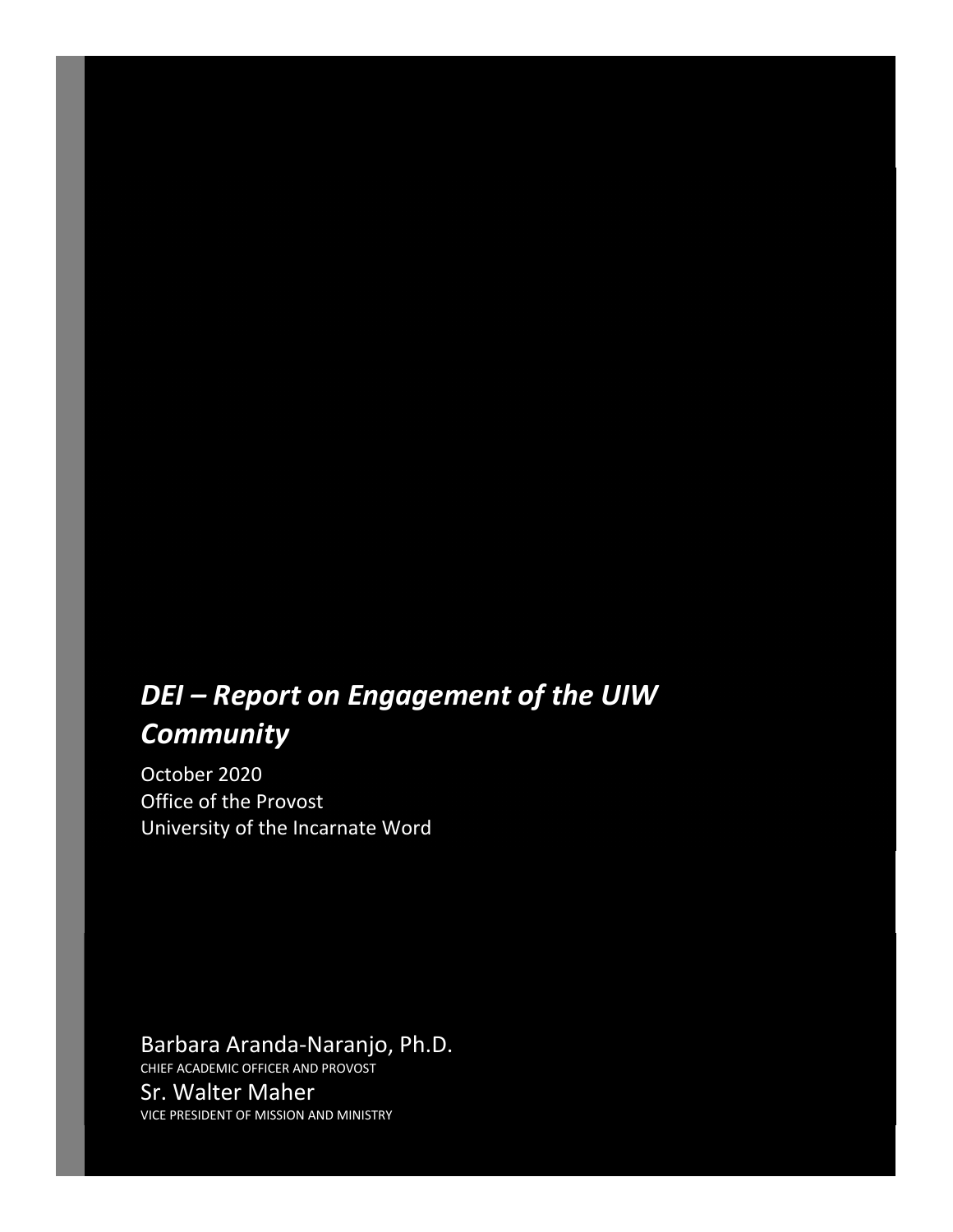# *DEI – Report on Engagement of the UIW Community*

October 2020
Office of the Provost
University of the Incarnate Word

Barbara Aranda-Naranjo, Ph.D.
CHIEF ACADEMIC OFFICER AND PROVOST

Sr. Walter Maher
VICE PRESIDENT OF MISSION AND MINISTRY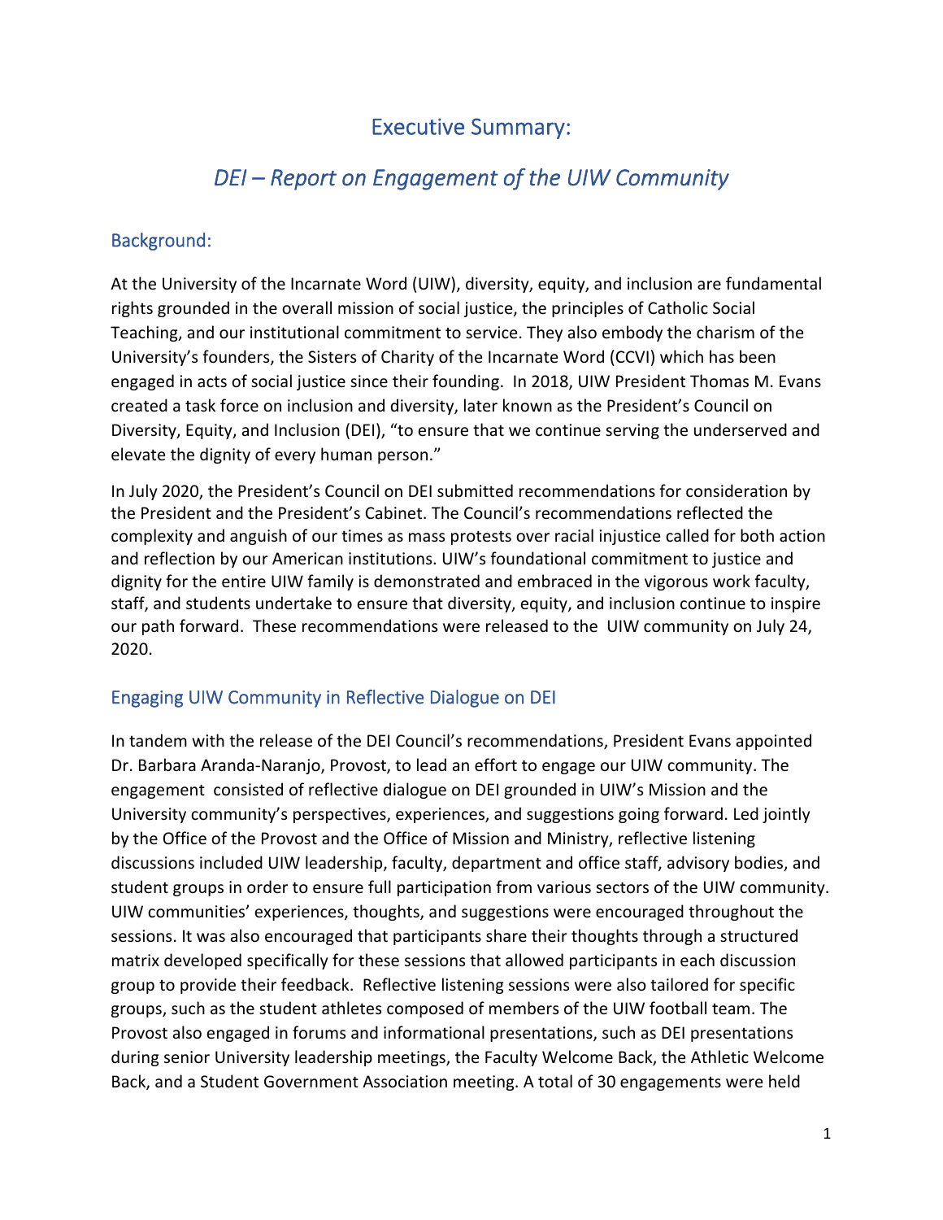# Executive Summary:

## *DEI – Report on Engagement of the UIW Community*

### Background:

At the University of the Incarnate Word (UIW), diversity, equity, and inclusion are fundamental rights grounded in the overall mission of social justice, the principles of Catholic Social Teaching, and our institutional commitment to service. They also embody the charism of the University's founders, the Sisters of Charity of the Incarnate Word (CCVI) which has been engaged in acts of social justice since their founding. In 2018, UIW President Thomas M. Evans created a task force on inclusion and diversity, later known as the President's Council on Diversity, Equity, and Inclusion (DEI), "to ensure that we continue serving the underserved and elevate the dignity of every human person."

In July 2020, the President's Council on DEI submitted recommendations for consideration by the President and the President's Cabinet. The Council's recommendations reflected the complexity and anguish of our times as mass protests over racial injustice called for both action and reflection by our American institutions. UIW's foundational commitment to justice and dignity for the entire UIW family is demonstrated and embraced in the vigorous work faculty, staff, and students undertake to ensure that diversity, equity, and inclusion continue to inspire our path forward. These recommendations were released to the UIW community on July 24, 2020.

### Engaging UIW Community in Reflective Dialogue on DEI

In tandem with the release of the DEI Council's recommendations, President Evans appointed Dr. Barbara Aranda-Naranjo, Provost, to lead an effort to engage our UIW community. The engagement consisted of reflective dialogue on DEI grounded in UIW's Mission and the University community's perspectives, experiences, and suggestions going forward. Led jointly by the Office of the Provost and the Office of Mission and Ministry, reflective listening discussions included UIW leadership, faculty, department and office staff, advisory bodies, and student groups in order to ensure full participation from various sectors of the UIW community. UIW communities' experiences, thoughts, and suggestions were encouraged throughout the sessions. It was also encouraged that participants share their thoughts through a structured matrix developed specifically for these sessions that allowed participants in each discussion group to provide their feedback. Reflective listening sessions were also tailored for specific groups, such as the student athletes composed of members of the UIW football team. The Provost also engaged in forums and informational presentations, such as DEI presentations during senior University leadership meetings, the Faculty Welcome Back, the Athletic Welcome Back, and a Student Government Association meeting. A total of 30 engagements were held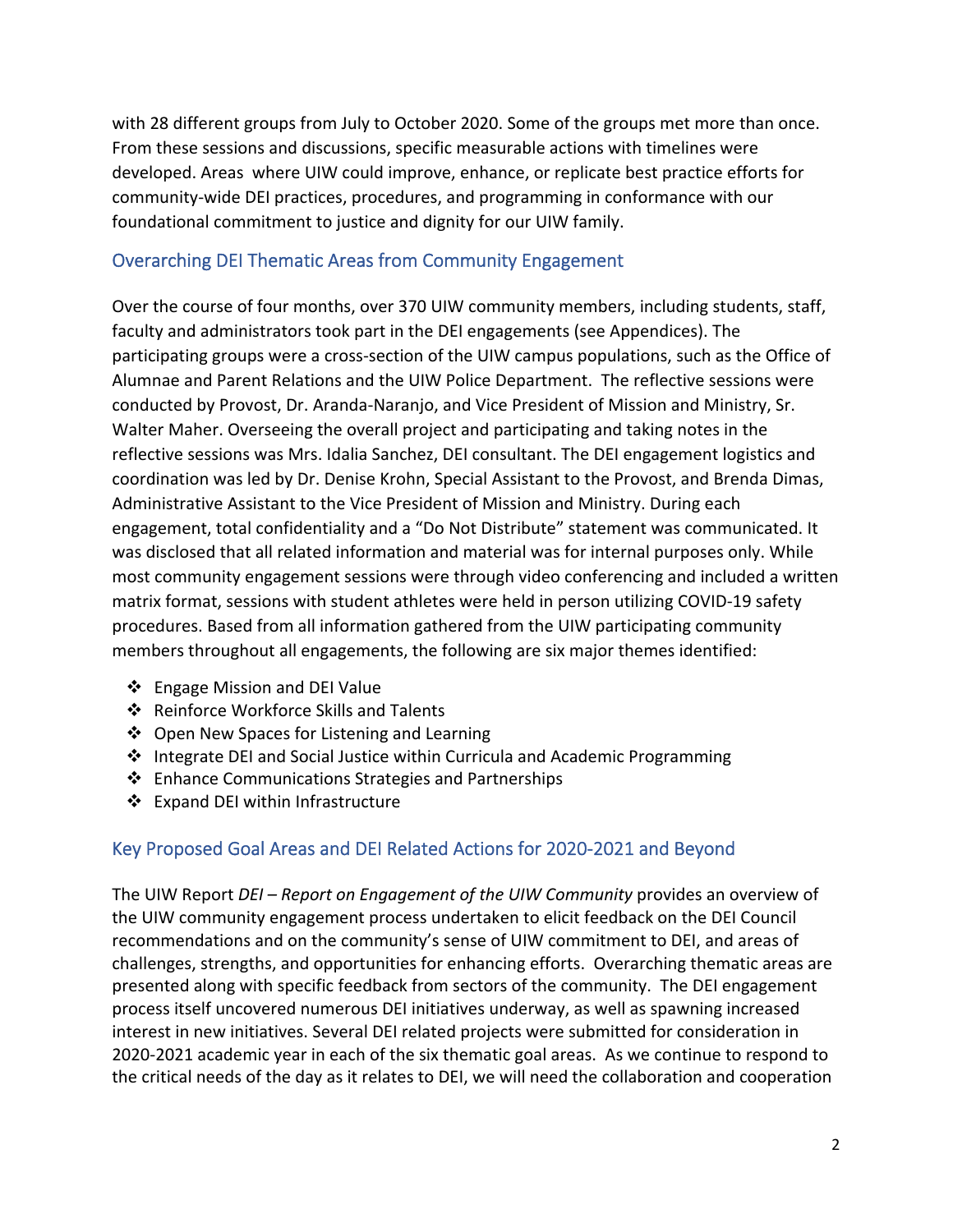with 28 different groups from July to October 2020. Some of the groups met more than once. From these sessions and discussions, specific measurable actions with timelines were developed. Areas where UIW could improve, enhance, or replicate best practice efforts for community-wide DEI practices, procedures, and programming in conformance with our foundational commitment to justice and dignity for our UIW family.

## Overarching DEI Thematic Areas from Community Engagement

Over the course of four months, over 370 UIW community members, including students, staff, faculty and administrators took part in the DEI engagements (see Appendices). The participating groups were a cross-section of the UIW campus populations, such as the Office of Alumnae and Parent Relations and the UIW Police Department. The reflective sessions were conducted by Provost, Dr. Aranda-Naranjo, and Vice President of Mission and Ministry, Sr. Walter Maher. Overseeing the overall project and participating and taking notes in the reflective sessions was Mrs. Idalia Sanchez, DEI consultant. The DEI engagement logistics and coordination was led by Dr. Denise Krohn, Special Assistant to the Provost, and Brenda Dimas, Administrative Assistant to the Vice President of Mission and Ministry. During each engagement, total confidentiality and a "Do Not Distribute" statement was communicated. It was disclosed that all related information and material was for internal purposes only. While most community engagement sessions were through video conferencing and included a written matrix format, sessions with student athletes were held in person utilizing COVID-19 safety procedures. Based from all information gathered from the UIW participating community members throughout all engagements, the following are six major themes identified:

- Engage Mission and DEI Value
- Reinforce Workforce Skills and Talents
- Open New Spaces for Listening and Learning
- Integrate DEI and Social Justice within Curricula and Academic Programming
- Enhance Communications Strategies and Partnerships
- Expand DEI within Infrastructure

## Key Proposed Goal Areas and DEI Related Actions for 2020-2021 and Beyond

The UIW Report *DEI – Report on Engagement of the UIW Community* provides an overview of the UIW community engagement process undertaken to elicit feedback on the DEI Council recommendations and on the community's sense of UIW commitment to DEI, and areas of challenges, strengths, and opportunities for enhancing efforts. Overarching thematic areas are presented along with specific feedback from sectors of the community. The DEI engagement process itself uncovered numerous DEI initiatives underway, as well as spawning increased interest in new initiatives. Several DEI related projects were submitted for consideration in 2020-2021 academic year in each of the six thematic goal areas. As we continue to respond to the critical needs of the day as it relates to DEI, we will need the collaboration and cooperation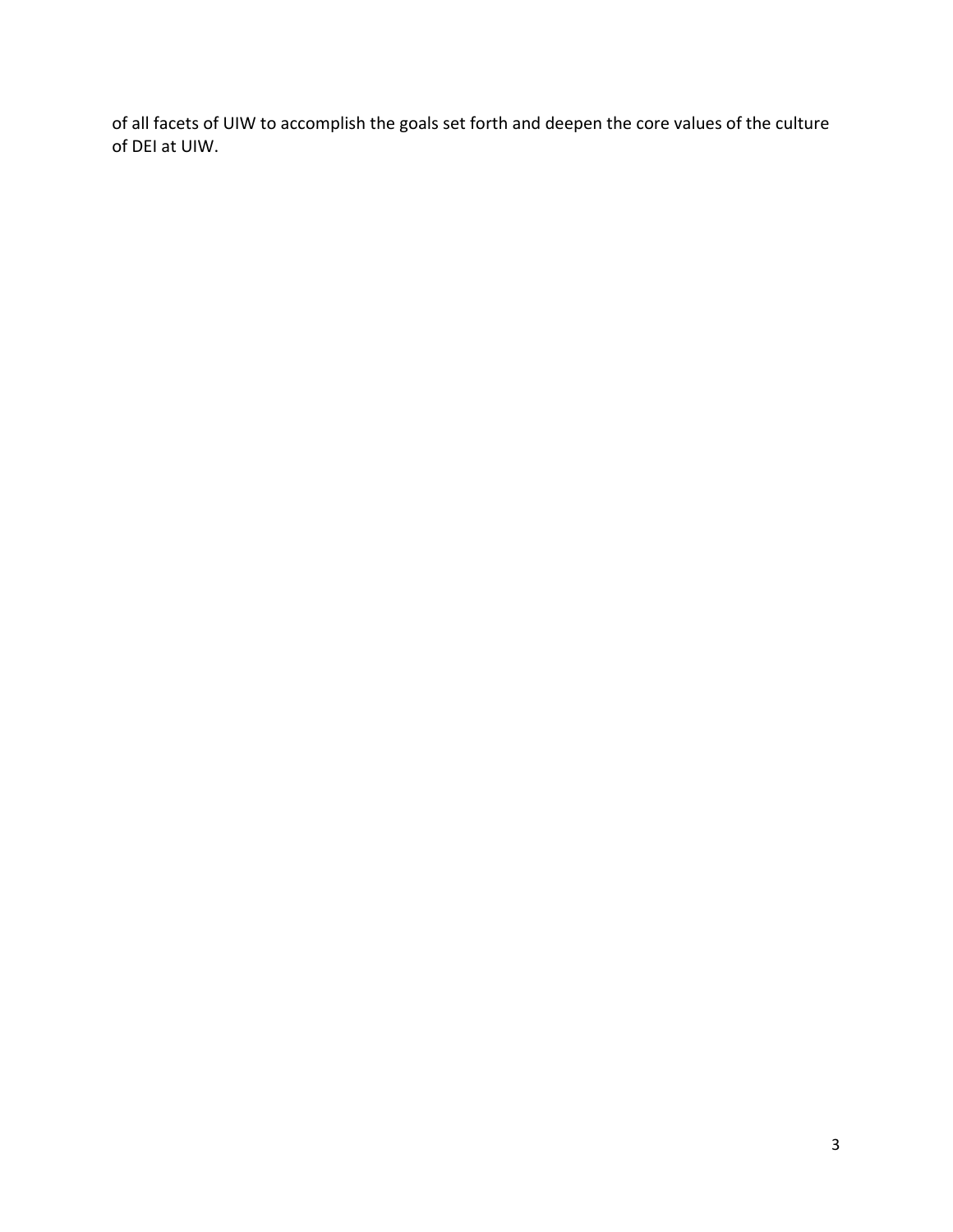of all facets of UIW to accomplish the goals set forth and deepen the core values of the culture of DEI at UIW.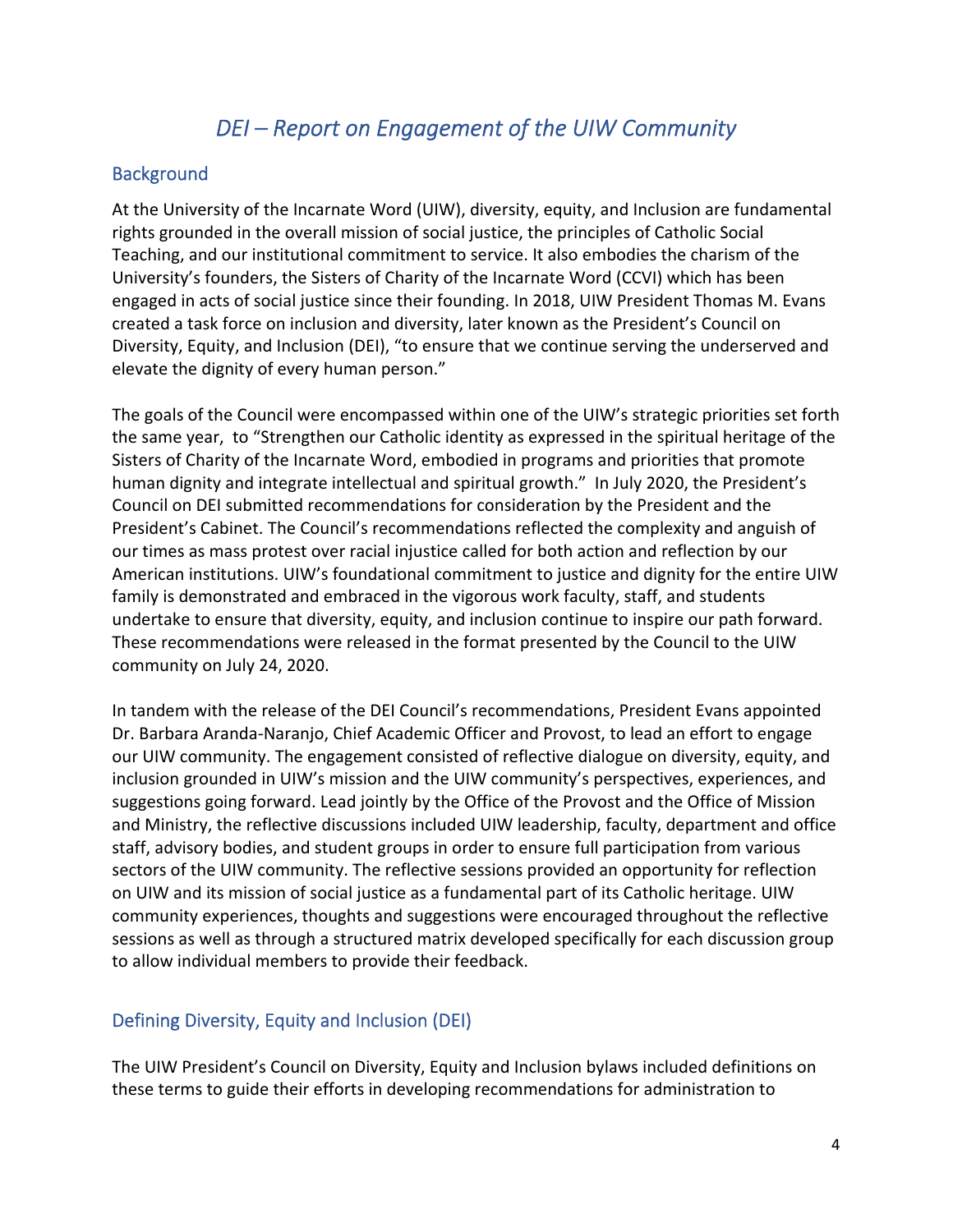# *DEI – Report on Engagement of the UIW Community*

## Background

At the University of the Incarnate Word (UIW), diversity, equity, and Inclusion are fundamental rights grounded in the overall mission of social justice, the principles of Catholic Social Teaching, and our institutional commitment to service. It also embodies the charism of the University's founders, the Sisters of Charity of the Incarnate Word (CCVI) which has been engaged in acts of social justice since their founding. In 2018, UIW President Thomas M. Evans created a task force on inclusion and diversity, later known as the President's Council on Diversity, Equity, and Inclusion (DEI), "to ensure that we continue serving the underserved and elevate the dignity of every human person."

The goals of the Council were encompassed within one of the UIW's strategic priorities set forth the same year, to "Strengthen our Catholic identity as expressed in the spiritual heritage of the Sisters of Charity of the Incarnate Word, embodied in programs and priorities that promote human dignity and integrate intellectual and spiritual growth." In July 2020, the President's Council on DEI submitted recommendations for consideration by the President and the President's Cabinet. The Council's recommendations reflected the complexity and anguish of our times as mass protest over racial injustice called for both action and reflection by our American institutions. UIW's foundational commitment to justice and dignity for the entire UIW family is demonstrated and embraced in the vigorous work faculty, staff, and students undertake to ensure that diversity, equity, and inclusion continue to inspire our path forward. These recommendations were released in the format presented by the Council to the UIW community on July 24, 2020.

In tandem with the release of the DEI Council's recommendations, President Evans appointed Dr. Barbara Aranda-Naranjo, Chief Academic Officer and Provost, to lead an effort to engage our UIW community. The engagement consisted of reflective dialogue on diversity, equity, and inclusion grounded in UIW's mission and the UIW community's perspectives, experiences, and suggestions going forward. Lead jointly by the Office of the Provost and the Office of Mission and Ministry, the reflective discussions included UIW leadership, faculty, department and office staff, advisory bodies, and student groups in order to ensure full participation from various sectors of the UIW community. The reflective sessions provided an opportunity for reflection on UIW and its mission of social justice as a fundamental part of its Catholic heritage. UIW community experiences, thoughts and suggestions were encouraged throughout the reflective sessions as well as through a structured matrix developed specifically for each discussion group to allow individual members to provide their feedback.

## Defining Diversity, Equity and Inclusion (DEI)

The UIW President's Council on Diversity, Equity and Inclusion bylaws included definitions on these terms to guide their efforts in developing recommendations for administration to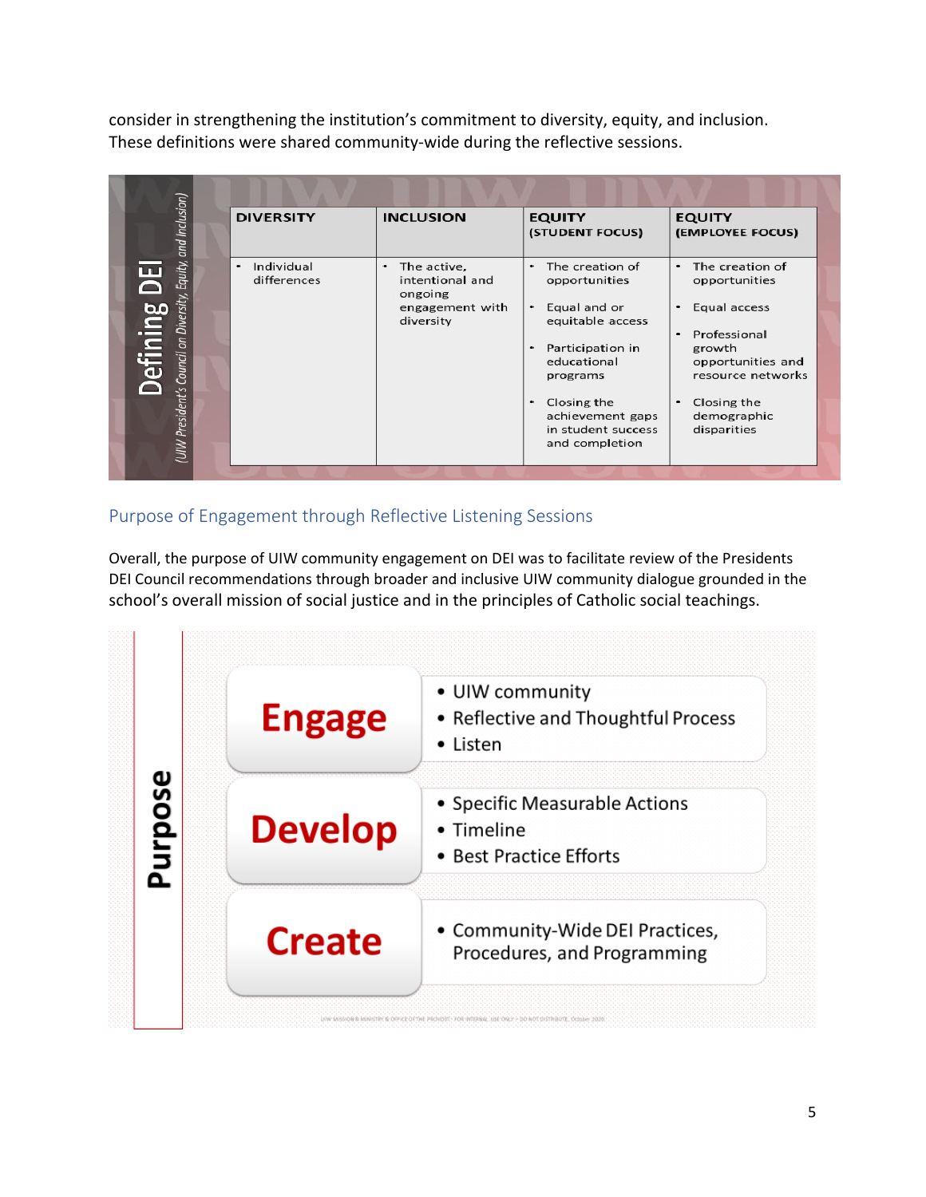consider in strengthening the institution's commitment to diversity, equity, and inclusion. These definitions were shared community-wide during the reflective sessions.

**Defining DEI** *(UIW President's Council on Diversity, Equity, and Inclusion)*

| DIVERSITY | INCLUSION | EQUITY (STUDENT FOCUS) | EQUITY (EMPLOYEE FOCUS) |
|---|---|---|---|
| • Individual differences | • The active, intentional and ongoing engagement with diversity | • The creation of opportunities<br>• Equal and or equitable access<br>• Participation in educational programs<br>• Closing the achievement gaps in student success and completion | • The creation of opportunities<br>• Equal access<br>• Professional growth opportunities and resource networks<br>• Closing the demographic disparities |

## Purpose of Engagement through Reflective Listening Sessions

Overall, the purpose of UIW community engagement on DEI was to facilitate review of the Presidents DEI Council recommendations through broader and inclusive UIW community dialogue grounded in the school's overall mission of social justice and in the principles of Catholic social teachings.

**Purpose**

| | |
|---|---|
| **Engage** | • UIW community<br>• Reflective and Thoughtful Process<br>• Listen |
| **Develop** | • Specific Measurable Actions<br>• Timeline<br>• Best Practice Efforts |
| **Create** | • Community-Wide DEI Practices, Procedures, and Programming |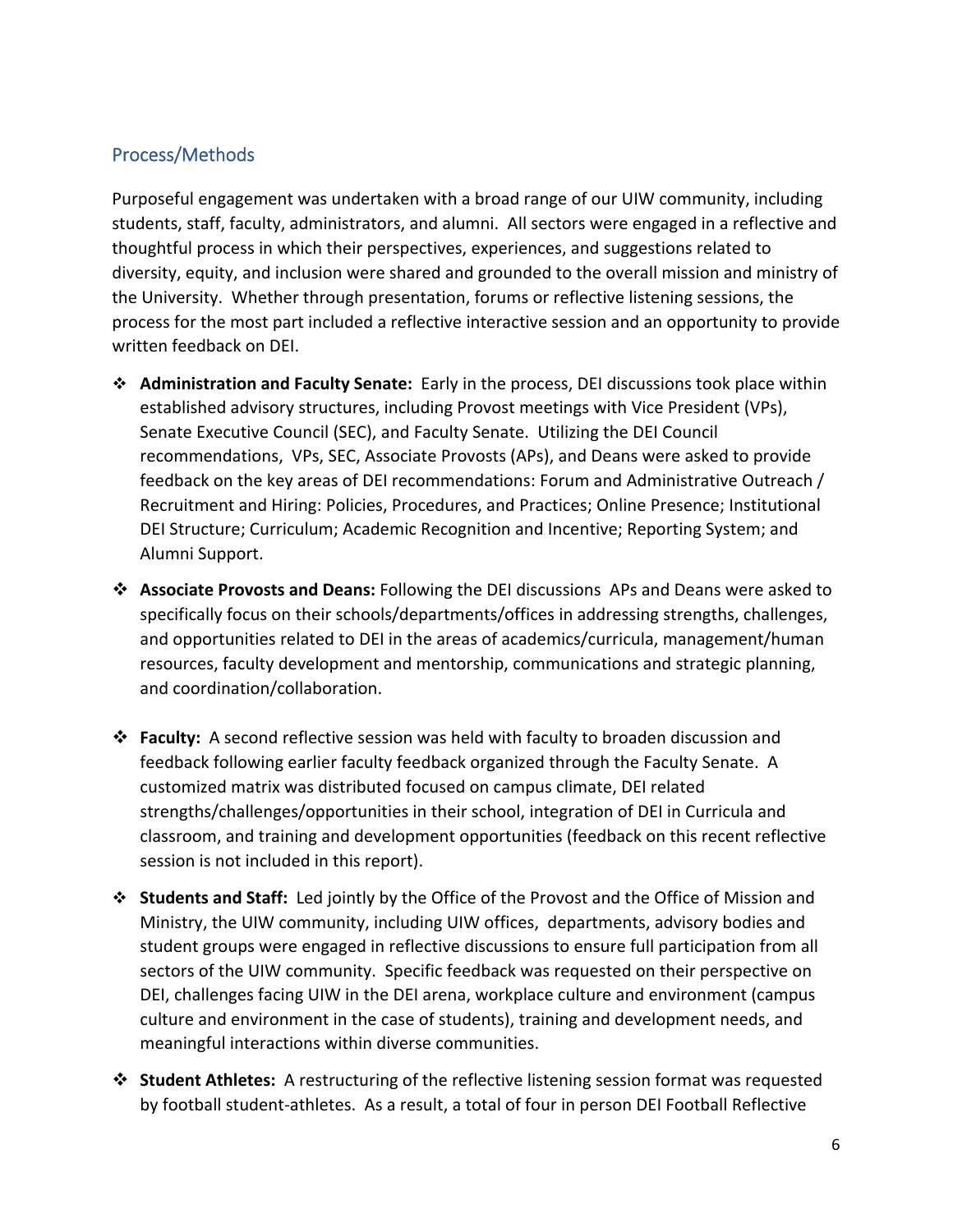## Process/Methods

Purposeful engagement was undertaken with a broad range of our UIW community, including students, staff, faculty, administrators, and alumni. All sectors were engaged in a reflective and thoughtful process in which their perspectives, experiences, and suggestions related to diversity, equity, and inclusion were shared and grounded to the overall mission and ministry of the University. Whether through presentation, forums or reflective listening sessions, the process for the most part included a reflective interactive session and an opportunity to provide written feedback on DEI.

- **Administration and Faculty Senate:** Early in the process, DEI discussions took place within established advisory structures, including Provost meetings with Vice President (VPs), Senate Executive Council (SEC), and Faculty Senate. Utilizing the DEI Council recommendations, VPs, SEC, Associate Provosts (APs), and Deans were asked to provide feedback on the key areas of DEI recommendations: Forum and Administrative Outreach / Recruitment and Hiring: Policies, Procedures, and Practices; Online Presence; Institutional DEI Structure; Curriculum; Academic Recognition and Incentive; Reporting System; and Alumni Support.

- **Associate Provosts and Deans:** Following the DEI discussions APs and Deans were asked to specifically focus on their schools/departments/offices in addressing strengths, challenges, and opportunities related to DEI in the areas of academics/curricula, management/human resources, faculty development and mentorship, communications and strategic planning, and coordination/collaboration.

- **Faculty:** A second reflective session was held with faculty to broaden discussion and feedback following earlier faculty feedback organized through the Faculty Senate. A customized matrix was distributed focused on campus climate, DEI related strengths/challenges/opportunities in their school, integration of DEI in Curricula and classroom, and training and development opportunities (feedback on this recent reflective session is not included in this report).

- **Students and Staff:** Led jointly by the Office of the Provost and the Office of Mission and Ministry, the UIW community, including UIW offices, departments, advisory bodies and student groups were engaged in reflective discussions to ensure full participation from all sectors of the UIW community. Specific feedback was requested on their perspective on DEI, challenges facing UIW in the DEI arena, workplace culture and environment (campus culture and environment in the case of students), training and development needs, and meaningful interactions within diverse communities.

- **Student Athletes:** A restructuring of the reflective listening session format was requested by football student-athletes. As a result, a total of four in person DEI Football Reflective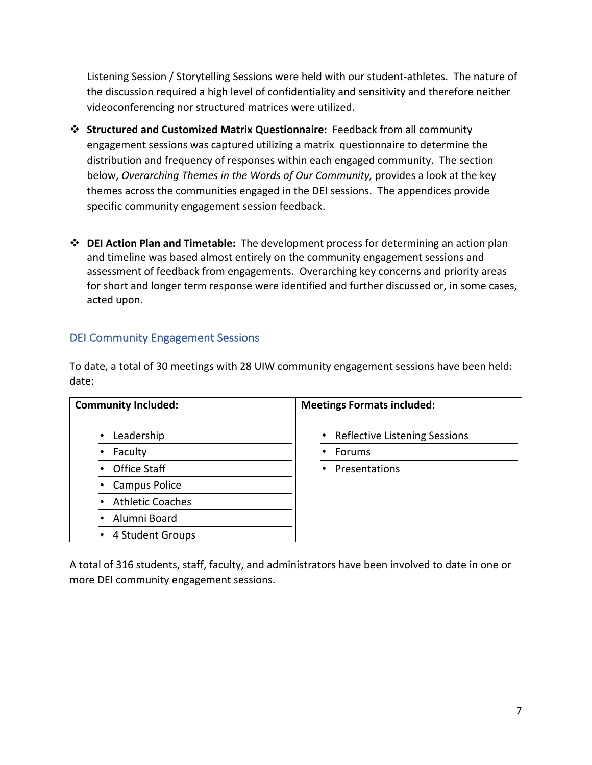Listening Session / Storytelling Sessions were held with our student-athletes. The nature of the discussion required a high level of confidentiality and sensitivity and therefore neither videoconferencing nor structured matrices were utilized.

- **Structured and Customized Matrix Questionnaire:** Feedback from all community engagement sessions was captured utilizing a matrix questionnaire to determine the distribution and frequency of responses within each engaged community. The section below, *Overarching Themes in the Words of Our Community,* provides a look at the key themes across the communities engaged in the DEI sessions. The appendices provide specific community engagement session feedback.

- **DEI Action Plan and Timetable:** The development process for determining an action plan and timeline was based almost entirely on the community engagement sessions and assessment of feedback from engagements. Overarching key concerns and priority areas for short and longer term response were identified and further discussed or, in some cases, acted upon.

## DEI Community Engagement Sessions

To date, a total of 30 meetings with 28 UIW community engagement sessions have been held: date:

| Community Included: | Meetings Formats included: |
|---|---|
| • Leadership | • Reflective Listening Sessions |
| • Faculty | • Forums |
| • Office Staff | • Presentations |
| • Campus Police | |
| • Athletic Coaches | |
| • Alumni Board | |
| • 4 Student Groups | |

A total of 316 students, staff, faculty, and administrators have been involved to date in one or more DEI community engagement sessions.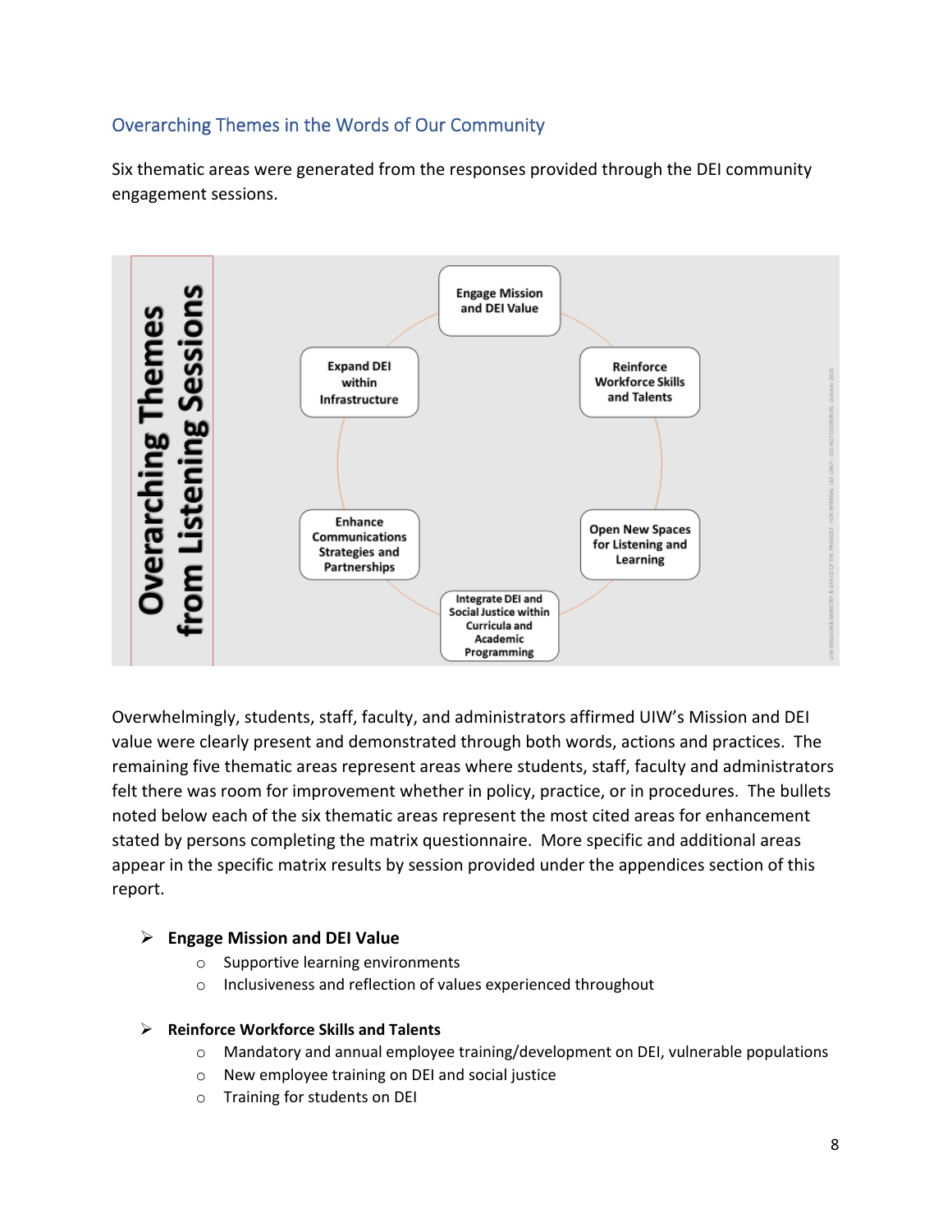## Overarching Themes in the Words of Our Community

Six thematic areas were generated from the responses provided through the DEI community engagement sessions.

**Overarching Themes from Listening Sessions**

- Engage Mission and DEI Value
- Reinforce Workforce Skills and Talents
- Open New Spaces for Listening and Learning
- Integrate DEI and Social Justice within Curricula and Academic Programming
- Enhance Communications Strategies and Partnerships
- Expand DEI within Infrastructure

Overwhelmingly, students, staff, faculty, and administrators affirmed UIW's Mission and DEI value were clearly present and demonstrated through both words, actions and practices. The remaining five thematic areas represent areas where students, staff, faculty and administrators felt there was room for improvement whether in policy, practice, or in procedures. The bullets noted below each of the six thematic areas represent the most cited areas for enhancement stated by persons completing the matrix questionnaire. More specific and additional areas appear in the specific matrix results by session provided under the appendices section of this report.

- **Engage Mission and DEI Value**
  - Supportive learning environments
  - Inclusiveness and reflection of values experienced throughout
- **Reinforce Workforce Skills and Talents**
  - Mandatory and annual employee training/development on DEI, vulnerable populations
  - New employee training on DEI and social justice
  - Training for students on DEI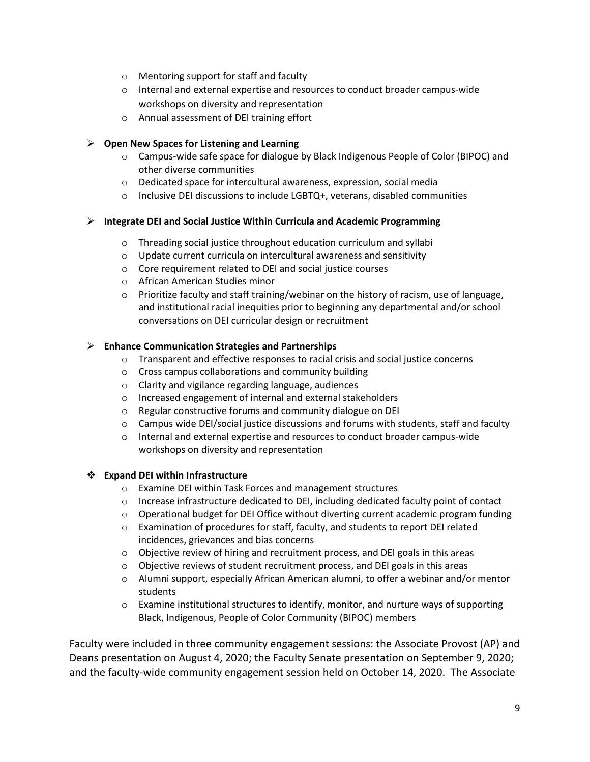- Mentoring support for staff and faculty
   - Internal and external expertise and resources to conduct broader campus-wide workshops on diversity and representation
   - Annual assessment of DEI training effort

- **Open New Spaces for Listening and Learning**
   - Campus-wide safe space for dialogue by Black Indigenous People of Color (BIPOC) and other diverse communities
   - Dedicated space for intercultural awareness, expression, social media
   - Inclusive DEI discussions to include LGBTQ+, veterans, disabled communities

- **Integrate DEI and Social Justice Within Curricula and Academic Programming**
   - Threading social justice throughout education curriculum and syllabi
   - Update current curricula on intercultural awareness and sensitivity
   - Core requirement related to DEI and social justice courses
   - African American Studies minor
   - Prioritize faculty and staff training/webinar on the history of racism, use of language, and institutional racial inequities prior to beginning any departmental and/or school conversations on DEI curricular design or recruitment

- **Enhance Communication Strategies and Partnerships**
   - Transparent and effective responses to racial crisis and social justice concerns
   - Cross campus collaborations and community building
   - Clarity and vigilance regarding language, audiences
   - Increased engagement of internal and external stakeholders
   - Regular constructive forums and community dialogue on DEI
   - Campus wide DEI/social justice discussions and forums with students, staff and faculty
   - Internal and external expertise and resources to conduct broader campus-wide workshops on diversity and representation

- **Expand DEI within Infrastructure**
   - Examine DEI within Task Forces and management structures
   - Increase infrastructure dedicated to DEI, including dedicated faculty point of contact
   - Operational budget for DEI Office without diverting current academic program funding
   - Examination of procedures for staff, faculty, and students to report DEI related incidences, grievances and bias concerns
   - Objective review of hiring and recruitment process, and DEI goals in this areas
   - Objective reviews of student recruitment process, and DEI goals in this areas
   - Alumni support, especially African American alumni, to offer a webinar and/or mentor students
   - Examine institutional structures to identify, monitor, and nurture ways of supporting Black, Indigenous, People of Color Community (BIPOC) members

Faculty were included in three community engagement sessions: the Associate Provost (AP) and Deans presentation on August 4, 2020; the Faculty Senate presentation on September 9, 2020; and the faculty-wide community engagement session held on October 14, 2020. The Associate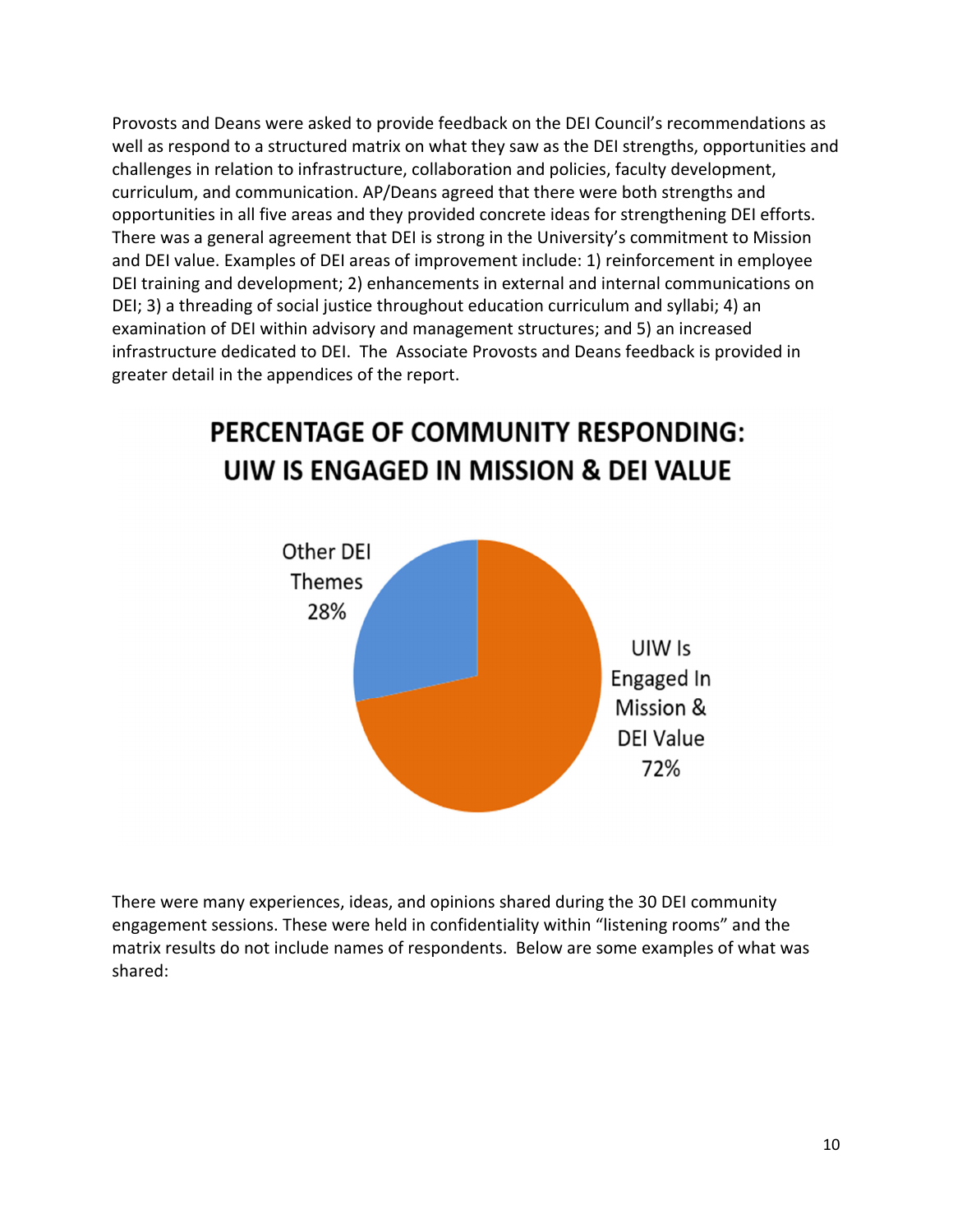Provosts and Deans were asked to provide feedback on the DEI Council's recommendations as well as respond to a structured matrix on what they saw as the DEI strengths, opportunities and challenges in relation to infrastructure, collaboration and policies, faculty development, curriculum, and communication. AP/Deans agreed that there were both strengths and opportunities in all five areas and they provided concrete ideas for strengthening DEI efforts. There was a general agreement that DEI is strong in the University's commitment to Mission and DEI value. Examples of DEI areas of improvement include: 1) reinforcement in employee DEI training and development; 2) enhancements in external and internal communications on DEI; 3) a threading of social justice throughout education curriculum and syllabi; 4) an examination of DEI within advisory and management structures; and 5) an increased infrastructure dedicated to DEI. The Associate Provosts and Deans feedback is provided in greater detail in the appendices of the report.

## PERCENTAGE OF COMMUNITY RESPONDING: UIW IS ENGAGED IN MISSION & DEI VALUE

| Category | Percentage |
| --- | --- |
| UIW Is Engaged In Mission & DEI Value | 72% |
| Other DEI Themes | 28% |

There were many experiences, ideas, and opinions shared during the 30 DEI community engagement sessions. These were held in confidentiality within "listening rooms" and the matrix results do not include names of respondents. Below are some examples of what was shared: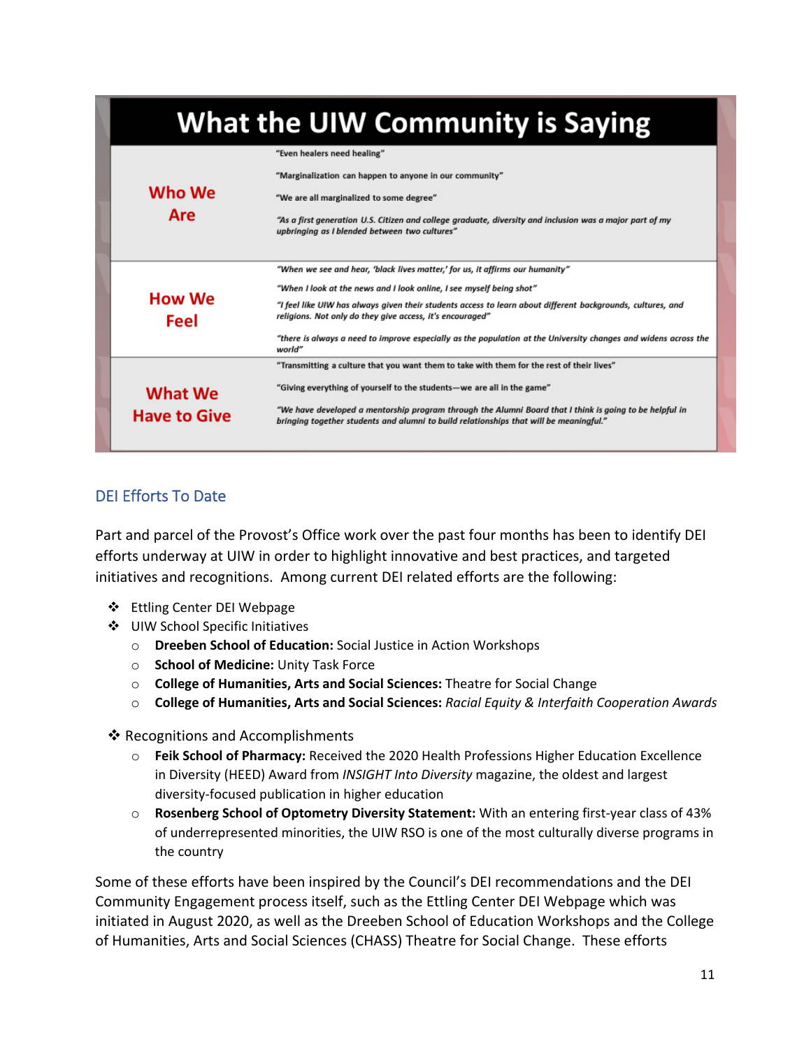## What the UIW Community is Saying

| | |
|---|---|
| **Who We Are** | "Even healers need healing"<br><br>"Marginalization can happen to anyone in our community"<br><br>"We are all marginalized to some degree"<br><br>*"As a first generation U.S. Citizen and college graduate, diversity and inclusion was a major part of my upbringing as I blended between two cultures"* |
| **How We Feel** | *"When we see and hear, 'black lives matter,' for us, it affirms our humanity"*<br><br>*"When I look at the news and I look online, I see myself being shot"*<br><br>*"I feel like UIW has always given their students access to learn about different backgrounds, cultures, and religions. Not only do they give access, it's encouraged"*<br><br>*"there is always a need to improve especially as the population at the University changes and widens across the world"* |
| **What We Have to Give** | "Transmitting a culture that you want them to take with them for the rest of their lives"<br><br>"Giving everything of yourself to the students—we are all in the game"<br><br>*"We have developed a mentorship program through the Alumni Board that I think is going to be helpful in bringing together students and alumni to build relationships that will be meaningful."* |

### DEI Efforts To Date

Part and parcel of the Provost's Office work over the past four months has been to identify DEI efforts underway at UIW in order to highlight innovative and best practices, and targeted initiatives and recognitions. Among current DEI related efforts are the following:

- Ettling Center DEI Webpage
- UIW School Specific Initiatives
  - **Dreeben School of Education:** Social Justice in Action Workshops
  - **School of Medicine:** Unity Task Force
  - **College of Humanities, Arts and Social Sciences:** Theatre for Social Change
  - **College of Humanities, Arts and Social Sciences:** *Racial Equity & Interfaith Cooperation Awards*

- Recognitions and Accomplishments
  - **Feik School of Pharmacy:** Received the 2020 Health Professions Higher Education Excellence in Diversity (HEED) Award from *INSIGHT Into Diversity* magazine, the oldest and largest diversity-focused publication in higher education
  - **Rosenberg School of Optometry Diversity Statement:** With an entering first-year class of 43% of underrepresented minorities, the UIW RSO is one of the most culturally diverse programs in the country

Some of these efforts have been inspired by the Council's DEI recommendations and the DEI Community Engagement process itself, such as the Ettling Center DEI Webpage which was initiated in August 2020, as well as the Dreeben School of Education Workshops and the College of Humanities, Arts and Social Sciences (CHASS) Theatre for Social Change. These efforts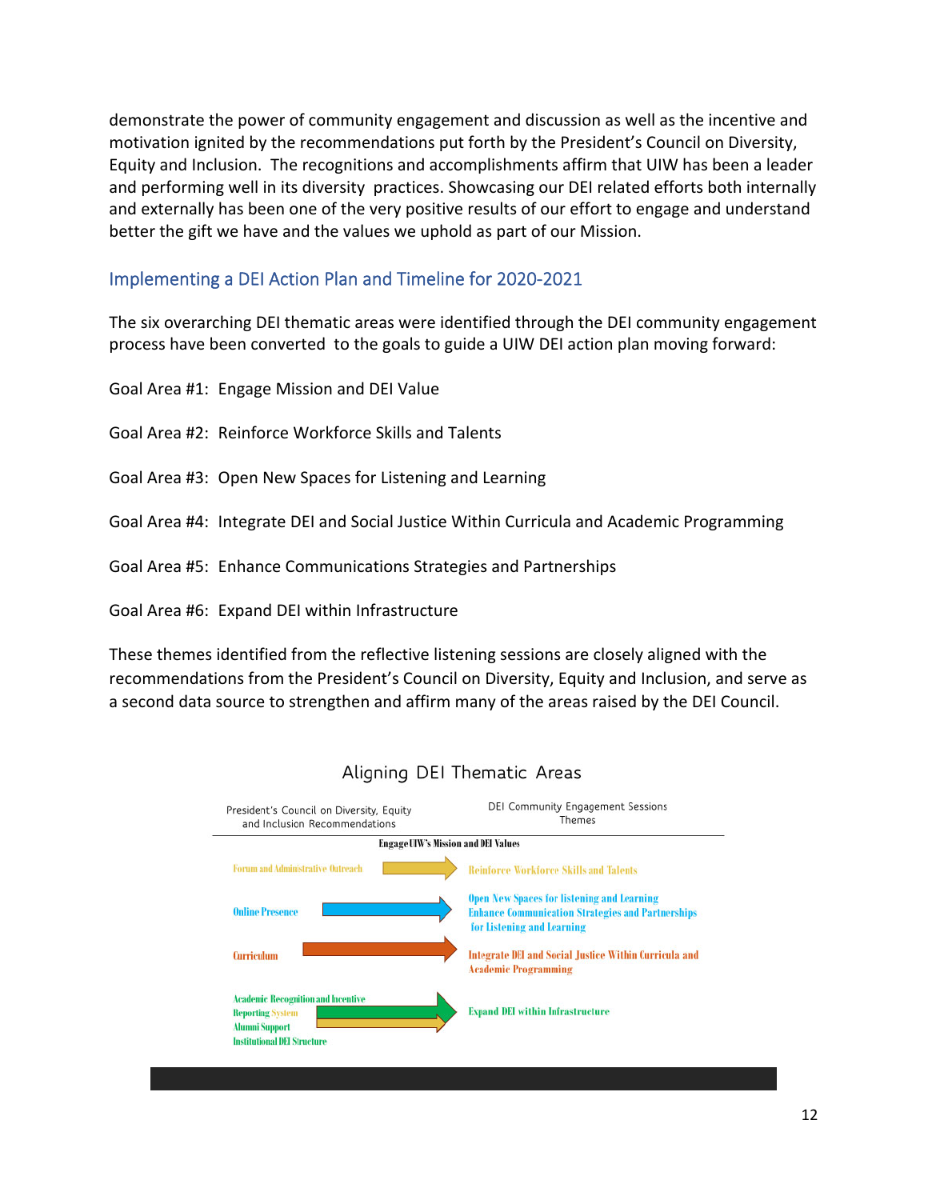demonstrate the power of community engagement and discussion as well as the incentive and motivation ignited by the recommendations put forth by the President's Council on Diversity, Equity and Inclusion. The recognitions and accomplishments affirm that UIW has been a leader and performing well in its diversity practices. Showcasing our DEI related efforts both internally and externally has been one of the very positive results of our effort to engage and understand better the gift we have and the values we uphold as part of our Mission.

## Implementing a DEI Action Plan and Timeline for 2020-2021

The six overarching DEI thematic areas were identified through the DEI community engagement process have been converted to the goals to guide a UIW DEI action plan moving forward:

Goal Area #1: Engage Mission and DEI Value

Goal Area #2: Reinforce Workforce Skills and Talents

Goal Area #3: Open New Spaces for Listening and Learning

Goal Area #4: Integrate DEI and Social Justice Within Curricula and Academic Programming

Goal Area #5: Enhance Communications Strategies and Partnerships

Goal Area #6: Expand DEI within Infrastructure

These themes identified from the reflective listening sessions are closely aligned with the recommendations from the President's Council on Diversity, Equity and Inclusion, and serve as a second data source to strengthen and affirm many of the areas raised by the DEI Council.

### Aligning DEI Thematic Areas

| President's Council on Diversity, Equity and Inclusion Recommendations | DEI Community Engagement Sessions Themes |
|---|---|
| Engage UIW's Mission and DEI Values | |
| Forum and Administrative Outreach | Reinforce Workforce Skills and Talents |
| Online Presence | Open New Spaces for listening and Learning<br>Enhance Communication Strategies and Partnerships for Listening and Learning |
| Curriculum | Integrate DEI and Social Justice Within Curricula and Academic Programming |
| Academic Recognition and Incentive<br>Reporting System<br>Alumni Support<br>Institutional DEI Structure | Expand DEI within Infrastructure |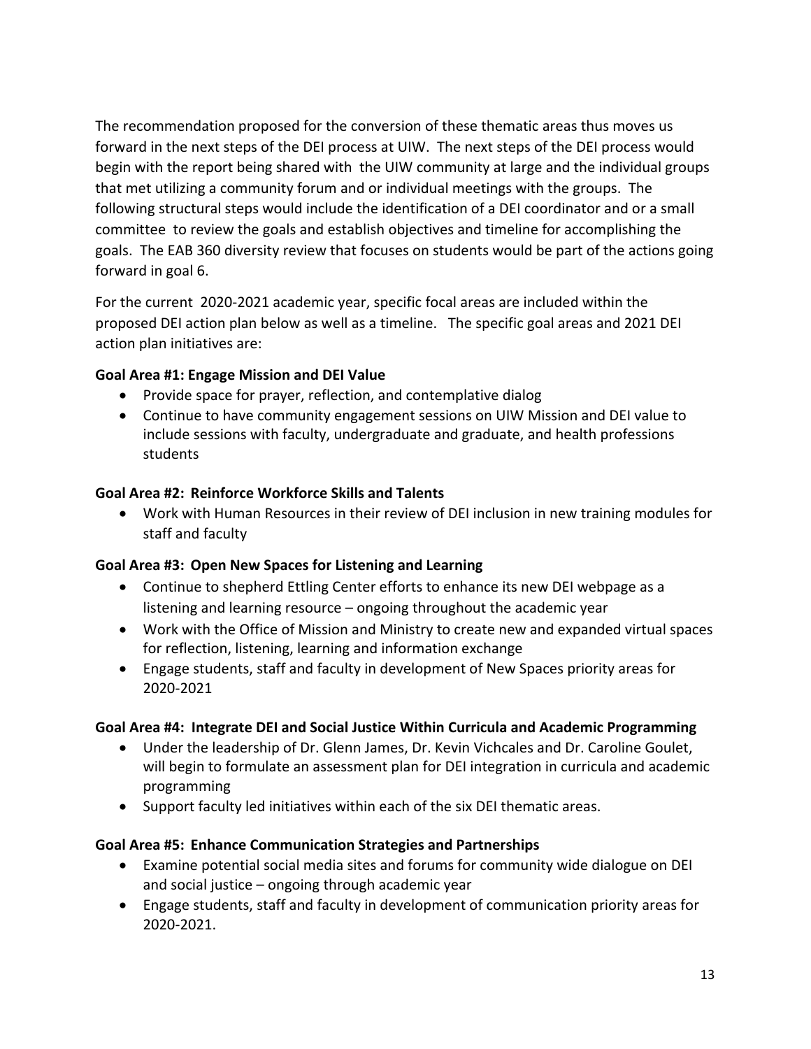The recommendation proposed for the conversion of these thematic areas thus moves us forward in the next steps of the DEI process at UIW. The next steps of the DEI process would begin with the report being shared with the UIW community at large and the individual groups that met utilizing a community forum and or individual meetings with the groups. The following structural steps would include the identification of a DEI coordinator and or a small committee to review the goals and establish objectives and timeline for accomplishing the goals. The EAB 360 diversity review that focuses on students would be part of the actions going forward in goal 6.

For the current 2020-2021 academic year, specific focal areas are included within the proposed DEI action plan below as well as a timeline. The specific goal areas and 2021 DEI action plan initiatives are:

**Goal Area #1: Engage Mission and DEI Value**

- Provide space for prayer, reflection, and contemplative dialog
- Continue to have community engagement sessions on UIW Mission and DEI value to include sessions with faculty, undergraduate and graduate, and health professions students

**Goal Area #2: Reinforce Workforce Skills and Talents**

- Work with Human Resources in their review of DEI inclusion in new training modules for staff and faculty

**Goal Area #3: Open New Spaces for Listening and Learning**

- Continue to shepherd Ettling Center efforts to enhance its new DEI webpage as a listening and learning resource – ongoing throughout the academic year
- Work with the Office of Mission and Ministry to create new and expanded virtual spaces for reflection, listening, learning and information exchange
- Engage students, staff and faculty in development of New Spaces priority areas for 2020-2021

**Goal Area #4: Integrate DEI and Social Justice Within Curricula and Academic Programming**

- Under the leadership of Dr. Glenn James, Dr. Kevin Vichcales and Dr. Caroline Goulet, will begin to formulate an assessment plan for DEI integration in curricula and academic programming
- Support faculty led initiatives within each of the six DEI thematic areas.

**Goal Area #5: Enhance Communication Strategies and Partnerships**

- Examine potential social media sites and forums for community wide dialogue on DEI and social justice – ongoing through academic year
- Engage students, staff and faculty in development of communication priority areas for 2020-2021.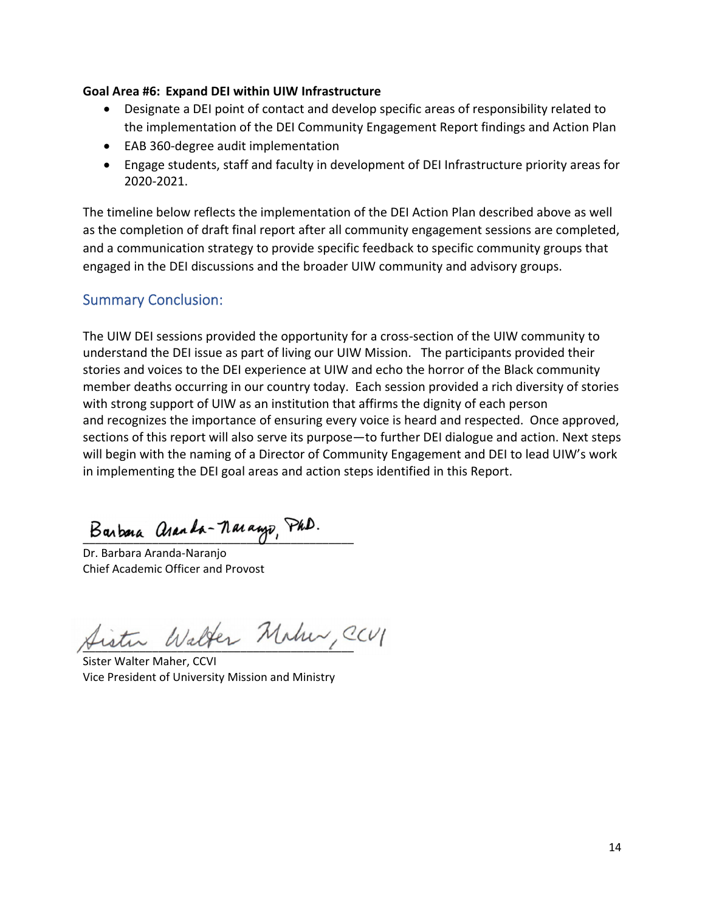**Goal Area #6: Expand DEI within UIW Infrastructure**

- Designate a DEI point of contact and develop specific areas of responsibility related to the implementation of the DEI Community Engagement Report findings and Action Plan
- EAB 360-degree audit implementation
- Engage students, staff and faculty in development of DEI Infrastructure priority areas for 2020-2021.

The timeline below reflects the implementation of the DEI Action Plan described above as well as the completion of draft final report after all community engagement sessions are completed, and a communication strategy to provide specific feedback to specific community groups that engaged in the DEI discussions and the broader UIW community and advisory groups.

## Summary Conclusion:

The UIW DEI sessions provided the opportunity for a cross-section of the UIW community to understand the DEI issue as part of living our UIW Mission. The participants provided their stories and voices to the DEI experience at UIW and echo the horror of the Black community member deaths occurring in our country today. Each session provided a rich diversity of stories with strong support of UIW as an institution that affirms the dignity of each person and recognizes the importance of ensuring every voice is heard and respected. Once approved, sections of this report will also serve its purpose—to further DEI dialogue and action. Next steps will begin with the naming of a Director of Community Engagement and DEI to lead UIW's work in implementing the DEI goal areas and action steps identified in this Report.

Barbara Aranda-Naranjo, PhD.

Dr. Barbara Aranda-Naranjo
Chief Academic Officer and Provost

Sister Walter Maher, CCVI

Sister Walter Maher, CCVI
Vice President of University Mission and Ministry